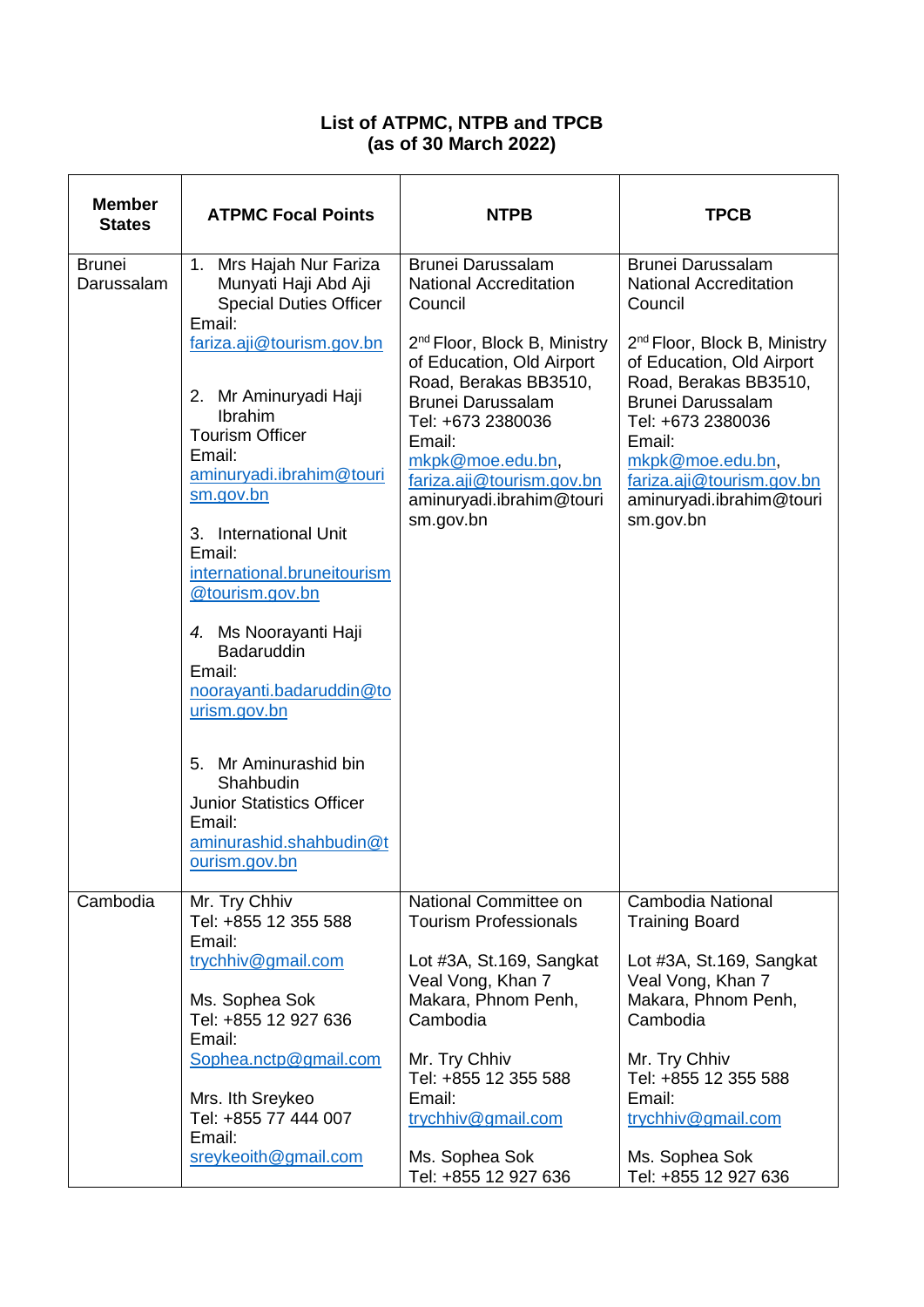**List of ATPMC, NTPB and TPCB**
**(as of 30 March 2022)**

| Member States | ATPMC Focal Points | NTPB | TPCB |
|---|---|---|---|
| Brunei Darussalam | 1. Mrs Hajah Nur Fariza Munyati Haji Abd Aji Special Duties Officer Email: fariza.aji@tourism.gov.bn<br><br>2. Mr Aminuryadi Haji Ibrahim Tourism Officer Email: aminuryadi.ibrahim@tourism.gov.bn<br><br>3. International Unit Email: international.bruneitourism@tourism.gov.bn<br><br>4. Ms Noorayanti Haji Badaruddin Email: noorayanti.badaruddin@tourism.gov.bn<br><br>5. Mr Aminurashid bin Shahbudin Junior Statistics Officer Email: aminurashid.shahbudin@tourism.gov.bn | Brunei Darussalam National Accreditation Council<br><br>2nd Floor, Block B, Ministry of Education, Old Airport Road, Berakas BB3510, Brunei Darussalam Tel: +673 2380036 Email: mkpk@moe.edu.bn, fariza.aji@tourism.gov.bn aminuryadi.ibrahim@tourism.gov.bn | Brunei Darussalam National Accreditation Council<br><br>2nd Floor, Block B, Ministry of Education, Old Airport Road, Berakas BB3510, Brunei Darussalam Tel: +673 2380036 Email: mkpk@moe.edu.bn, fariza.aji@tourism.gov.bn aminuryadi.ibrahim@tourism.gov.bn |
| Cambodia | Mr. Try Chhiv Tel: +855 12 355 588 Email: trychhiv@gmail.com<br><br>Ms. Sophea Sok Tel: +855 12 927 636 Email: Sophea.nctp@gmail.com<br><br>Mrs. Ith Sreykeo Tel: +855 77 444 007 Email: sreykeoith@gmail.com | National Committee on Tourism Professionals<br><br>Lot #3A, St.169, Sangkat Veal Vong, Khan 7 Makara, Phnom Penh, Cambodia<br><br>Mr. Try Chhiv Tel: +855 12 355 588 Email: trychhiv@gmail.com<br><br>Ms. Sophea Sok Tel: +855 12 927 636 | Cambodia National Training Board<br><br>Lot #3A, St.169, Sangkat Veal Vong, Khan 7 Makara, Phnom Penh, Cambodia<br><br>Mr. Try Chhiv Tel: +855 12 355 588 Email: trychhiv@gmail.com<br><br>Ms. Sophea Sok Tel: +855 12 927 636 |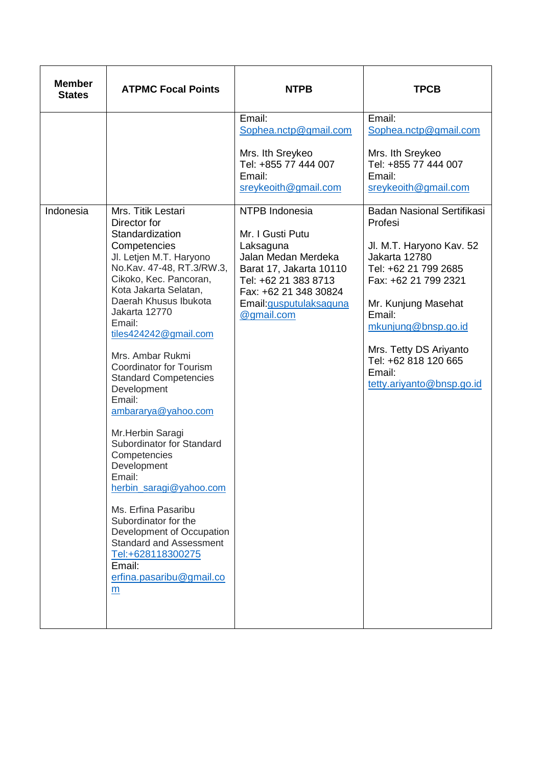| Member States | ATPMC Focal Points | NTPB | TPCB |
|---|---|---|---|
| | | Email: Sophea.nctp@gmail.com<br><br>Mrs. Ith Sreykeo<br>Tel: +855 77 444 007<br>Email: sreykeoith@gmail.com | Email: Sophea.nctp@gmail.com<br><br>Mrs. Ith Sreykeo<br>Tel: +855 77 444 007<br>Email: sreykeoith@gmail.com |
| Indonesia | Mrs. Titik Lestari<br>Director for Standardization Competencies<br>Jl. Letjen M.T. Haryono No.Kav. 47-48, RT.3/RW.3, Cikoko, Kec. Pancoran, Kota Jakarta Selatan, Daerah Khusus Ibukota Jakarta 12770<br>Email: tiles424242@gmail.com<br><br>Mrs. Ambar Rukmi<br>Coordinator for Tourism Standard Competencies Development<br>Email: ambararya@yahoo.com<br><br>Mr.Herbin Saragi<br>Subordinator for Standard Competencies Development<br>Email: herbin_saragi@yahoo.com<br><br>Ms. Erfina Pasaribu<br>Subordinator for the Development of Occupation Standard and Assessment<br>Tel:+628118300275<br>Email: erfina.pasaribu@gmail.com | NTPB Indonesia<br><br>Mr. I Gusti Putu Laksaguna<br>Jalan Medan Merdeka Barat 17, Jakarta 10110<br>Tel: +62 21 383 8713<br>Fax: +62 21 348 30824<br>Email:gusputulaksaguna@gmail.com | Badan Nasional Sertifikasi Profesi<br><br>Jl. M.T. Haryono Kav. 52 Jakarta 12780<br>Tel: +62 21 799 2685<br>Fax: +62 21 799 2321<br><br>Mr. Kunjung Masehat<br>Email: mkunjung@bnsp.go.id<br><br>Mrs. Tetty DS Ariyanto<br>Tel: +62 818 120 665<br>Email: tetty.ariyanto@bnsp.go.id |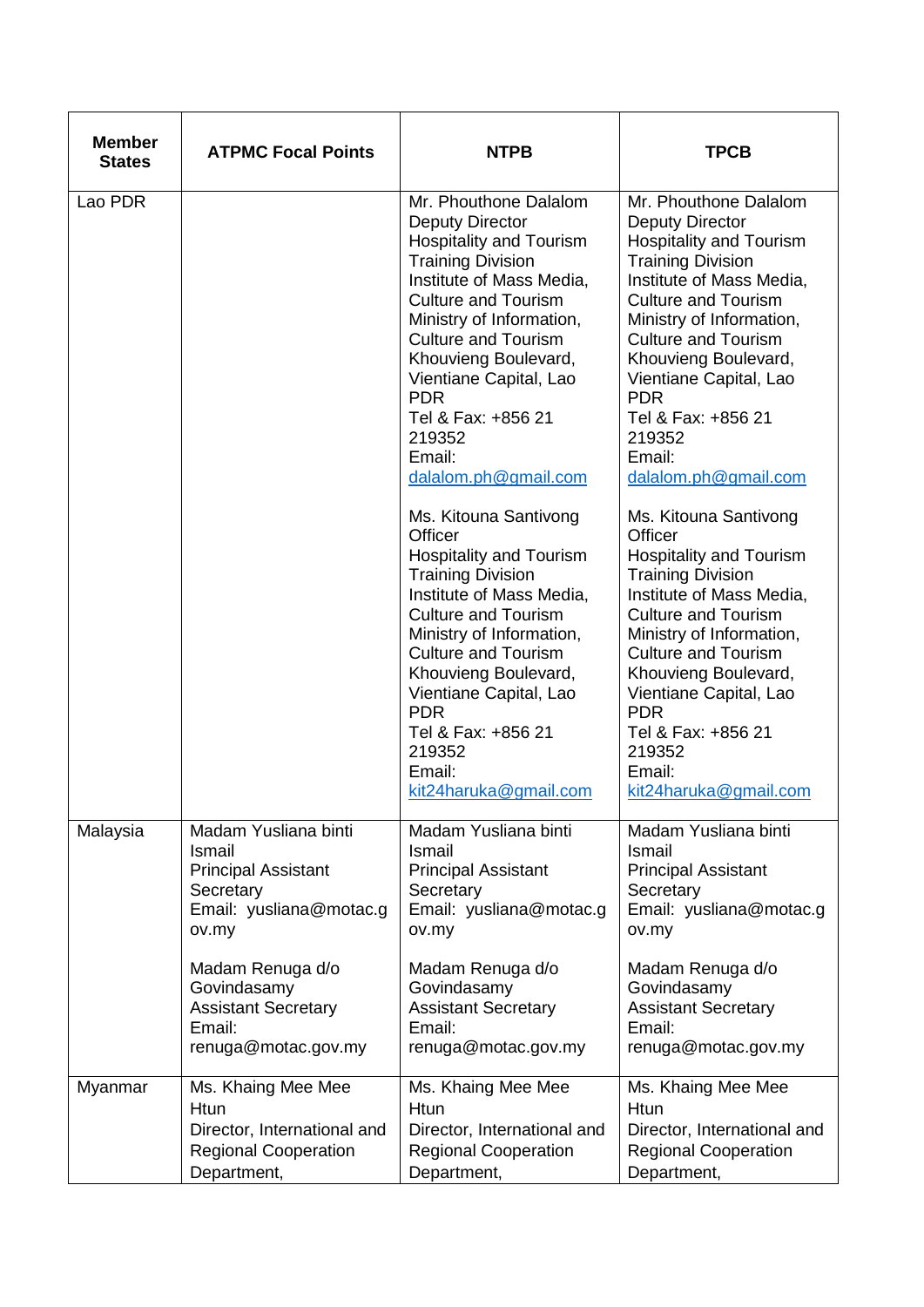| Member States | ATPMC Focal Points | NTPB | TPCB |
|---|---|---|---|
| Lao PDR | | Mr. Phouthone Dalalom<br>Deputy Director<br>Hospitality and Tourism Training Division<br>Institute of Mass Media, Culture and Tourism<br>Ministry of Information, Culture and Tourism<br>Khouvieng Boulevard, Vientiane Capital, Lao PDR<br>Tel & Fax: +856 21 219352<br>Email: dalalom.ph@gmail.com<br><br>Ms. Kitouna Santivong<br>Officer<br>Hospitality and Tourism Training Division<br>Institute of Mass Media, Culture and Tourism<br>Ministry of Information, Culture and Tourism<br>Khouvieng Boulevard, Vientiane Capital, Lao PDR<br>Tel & Fax: +856 21 219352<br>Email: kit24haruka@gmail.com | Mr. Phouthone Dalalom<br>Deputy Director<br>Hospitality and Tourism Training Division<br>Institute of Mass Media, Culture and Tourism<br>Ministry of Information, Culture and Tourism<br>Khouvieng Boulevard, Vientiane Capital, Lao PDR<br>Tel & Fax: +856 21 219352<br>Email: dalalom.ph@gmail.com<br><br>Ms. Kitouna Santivong<br>Officer<br>Hospitality and Tourism Training Division<br>Institute of Mass Media, Culture and Tourism<br>Ministry of Information, Culture and Tourism<br>Khouvieng Boulevard, Vientiane Capital, Lao PDR<br>Tel & Fax: +856 21 219352<br>Email: kit24haruka@gmail.com |
| Malaysia | Madam Yusliana binti Ismail<br>Principal Assistant Secretary<br>Email: yusliana@motac.gov.my<br><br>Madam Renuga d/o Govindasamy<br>Assistant Secretary<br>Email: renuga@motac.gov.my | Madam Yusliana binti Ismail<br>Principal Assistant Secretary<br>Email: yusliana@motac.gov.my<br><br>Madam Renuga d/o Govindasamy<br>Assistant Secretary<br>Email: renuga@motac.gov.my | Madam Yusliana binti Ismail<br>Principal Assistant Secretary<br>Email: yusliana@motac.gov.my<br><br>Madam Renuga d/o Govindasamy<br>Assistant Secretary<br>Email: renuga@motac.gov.my |
| Myanmar | Ms. Khaing Mee Mee Htun<br>Director, International and Regional Cooperation Department, | Ms. Khaing Mee Mee Htun<br>Director, International and Regional Cooperation Department, | Ms. Khaing Mee Mee Htun<br>Director, International and Regional Cooperation Department, |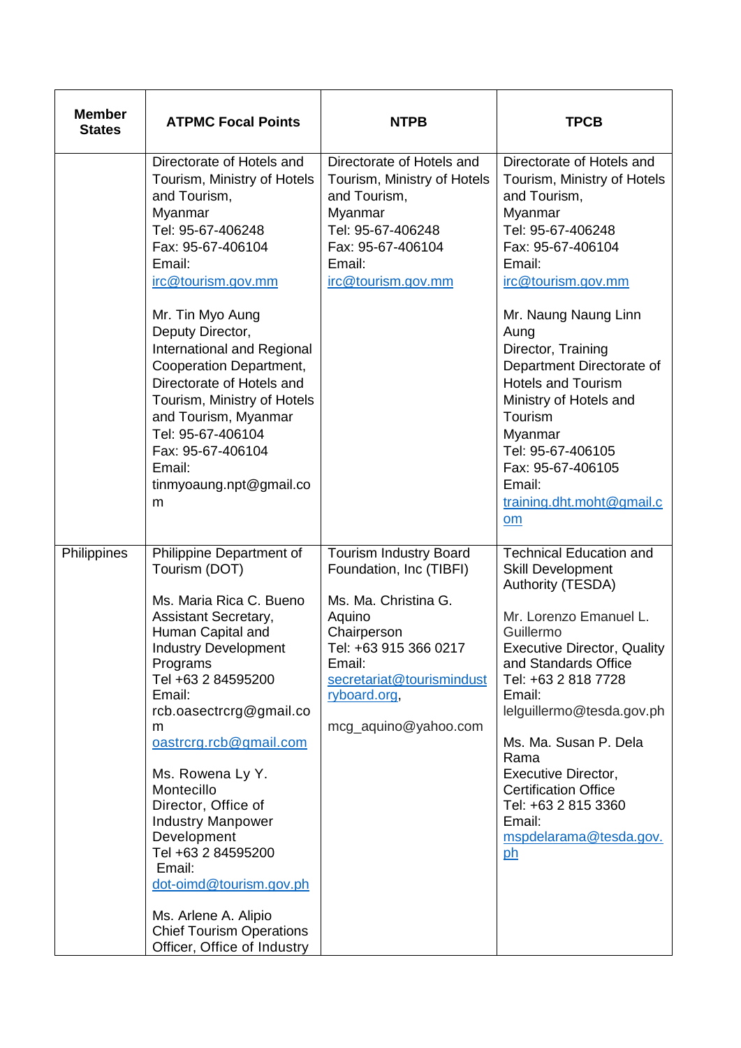| Member States | ATPMC Focal Points | NTPB | TPCB |
|---|---|---|---|
| | Directorate of Hotels and Tourism, Ministry of Hotels and Tourism, Myanmar<br>Tel: 95-67-406248<br>Fax: 95-67-406104<br>Email: irc@tourism.gov.mm<br><br>Mr. Tin Myo Aung<br>Deputy Director, International and Regional Cooperation Department, Directorate of Hotels and Tourism, Ministry of Hotels and Tourism, Myanmar<br>Tel: 95-67-406104<br>Fax: 95-67-406104<br>Email: tinmyoaung.npt@gmail.com | Directorate of Hotels and Tourism, Ministry of Hotels and Tourism, Myanmar<br>Tel: 95-67-406248<br>Fax: 95-67-406104<br>Email: irc@tourism.gov.mm | Directorate of Hotels and Tourism, Ministry of Hotels and Tourism, Myanmar<br>Tel: 95-67-406248<br>Fax: 95-67-406104<br>Email: irc@tourism.gov.mm<br><br>Mr. Naung Naung Linn Aung<br>Director, Training Department Directorate of Hotels and Tourism Ministry of Hotels and Tourism Myanmar<br>Tel: 95-67-406105<br>Fax: 95-67-406105<br>Email: training.dht.moht@gmail.com |
| Philippines | Philippine Department of Tourism (DOT)<br><br>Ms. Maria Rica C. Bueno<br>Assistant Secretary, Human Capital and Industry Development Programs<br>Tel +63 2 84595200<br>Email: rcb.oasectrcrg@gmail.com<br>oastrcrg.rcb@gmail.com<br><br>Ms. Rowena Ly Y. Montecillo<br>Director, Office of Industry Manpower Development<br>Tel +63 2 84595200<br>Email: dot-oimd@tourism.gov.ph<br><br>Ms. Arlene A. Alipio<br>Chief Tourism Operations Officer, Office of Industry | Tourism Industry Board Foundation, Inc (TIBFI)<br><br>Ms. Ma. Christina G. Aquino<br>Chairperson<br>Tel: +63 915 366 0217<br>Email: secretariat@tourismindustryboard.org,<br><br>mcg_aquino@yahoo.com | Technical Education and Skill Development Authority (TESDA)<br><br>Mr. Lorenzo Emanuel L. Guillermo<br>Executive Director, Quality and Standards Office<br>Tel: +63 2 818 7728<br>Email: lelguillermo@tesda.gov.ph<br><br>Ms. Ma. Susan P. Dela Rama<br>Executive Director, Certification Office<br>Tel: +63 2 815 3360<br>Email: mspdelarama@tesda.gov.ph |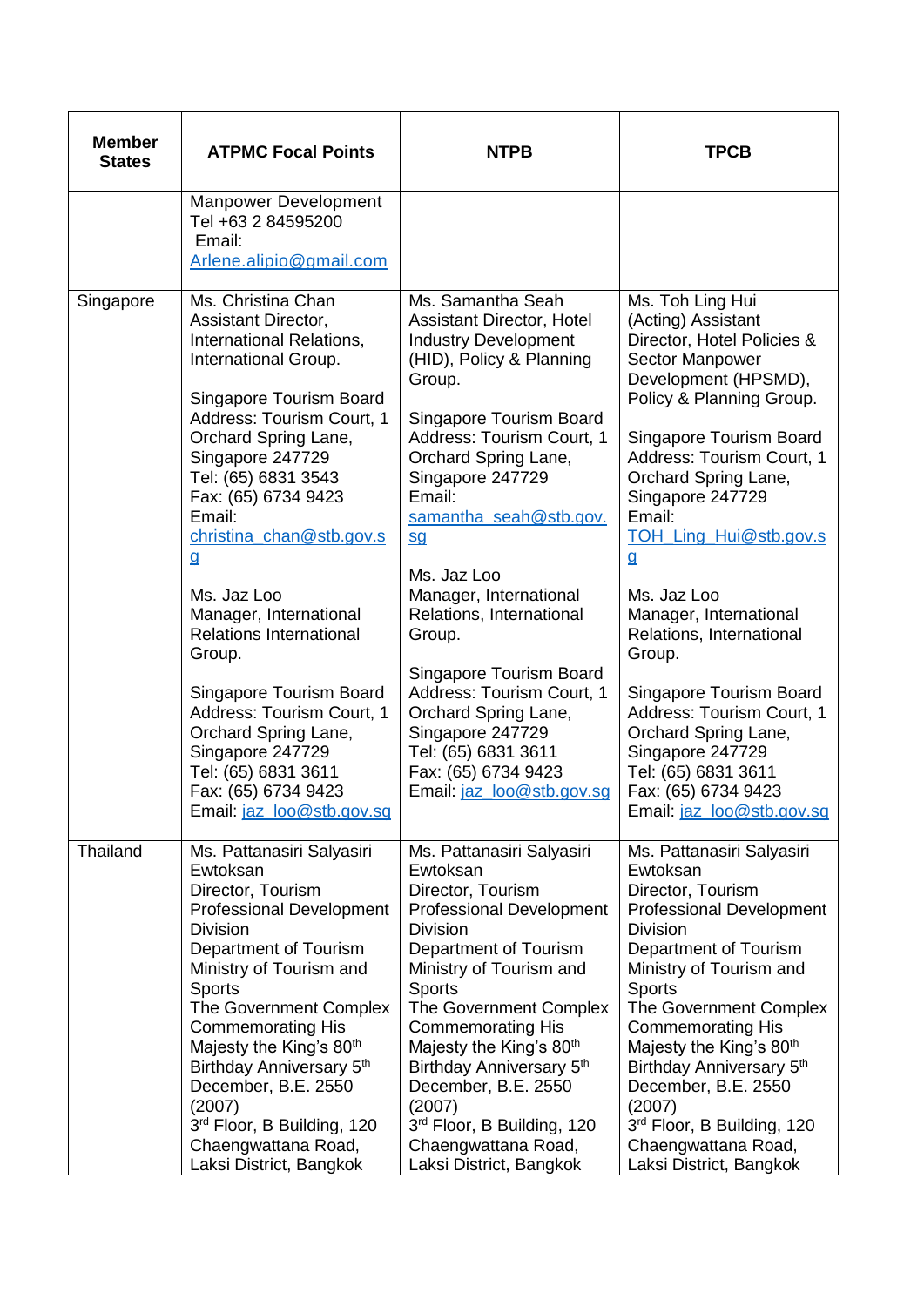| Member States | ATPMC Focal Points | NTPB | TPCB |
|---|---|---|---|
| | Manpower Development<br>Tel +63 2 84595200<br>Email: Arlene.alipio@gmail.com | | |
| Singapore | Ms. Christina Chan<br>Assistant Director, International Relations, International Group.<br><br>Singapore Tourism Board<br>Address: Tourism Court, 1 Orchard Spring Lane, Singapore 247729<br>Tel: (65) 6831 3543<br>Fax: (65) 6734 9423<br>Email: christina_chan@stb.gov.sg<br><br>Ms. Jaz Loo<br>Manager, International Relations International Group.<br><br>Singapore Tourism Board<br>Address: Tourism Court, 1 Orchard Spring Lane, Singapore 247729<br>Tel: (65) 6831 3611<br>Fax: (65) 6734 9423<br>Email: jaz_loo@stb.gov.sg | Ms. Samantha Seah<br>Assistant Director, Hotel Industry Development (HID), Policy & Planning Group.<br><br>Singapore Tourism Board<br>Address: Tourism Court, 1 Orchard Spring Lane, Singapore 247729<br>Email: samantha_seah@stb.gov.sg<br><br>Ms. Jaz Loo<br>Manager, International Relations, International Group.<br><br>Singapore Tourism Board<br>Address: Tourism Court, 1 Orchard Spring Lane, Singapore 247729<br>Tel: (65) 6831 3611<br>Fax: (65) 6734 9423<br>Email: jaz_loo@stb.gov.sg | Ms. Toh Ling Hui<br>(Acting) Assistant Director, Hotel Policies & Sector Manpower Development (HPSMD), Policy & Planning Group.<br><br>Singapore Tourism Board<br>Address: Tourism Court, 1 Orchard Spring Lane, Singapore 247729<br>Email: TOH_Ling_Hui@stb.gov.sg<br><br>Ms. Jaz Loo<br>Manager, International Relations, International Group.<br><br>Singapore Tourism Board<br>Address: Tourism Court, 1 Orchard Spring Lane, Singapore 247729<br>Tel: (65) 6831 3611<br>Fax: (65) 6734 9423<br>Email: jaz_loo@stb.gov.sg |
| Thailand | Ms. Pattanasiri Salyasiri Ewtoksan<br>Director, Tourism Professional Development Division<br>Department of Tourism<br>Ministry of Tourism and Sports<br>The Government Complex Commemorating His Majesty the King's 80th Birthday Anniversary 5th December, B.E. 2550 (2007)<br>3rd Floor, B Building, 120 Chaengwattana Road, Laksi District, Bangkok | Ms. Pattanasiri Salyasiri Ewtoksan<br>Director, Tourism Professional Development Division<br>Department of Tourism<br>Ministry of Tourism and Sports<br>The Government Complex Commemorating His Majesty the King's 80th Birthday Anniversary 5th December, B.E. 2550 (2007)<br>3rd Floor, B Building, 120 Chaengwattana Road, Laksi District, Bangkok | Ms. Pattanasiri Salyasiri Ewtoksan<br>Director, Tourism Professional Development Division<br>Department of Tourism<br>Ministry of Tourism and Sports<br>The Government Complex Commemorating His Majesty the King's 80th Birthday Anniversary 5th December, B.E. 2550 (2007)<br>3rd Floor, B Building, 120 Chaengwattana Road, Laksi District, Bangkok |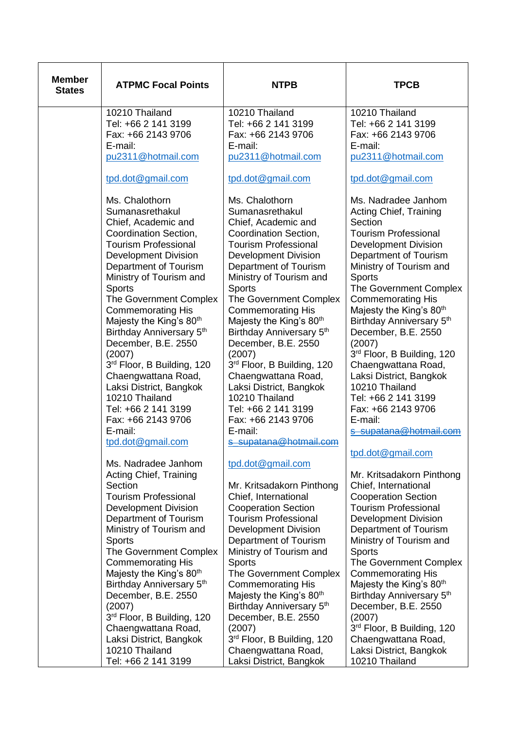| Member States | ATPMC Focal Points | NTPB | TPCB |
|---|---|---|---|
| | 10210 Thailand<br>Tel: +66 2 141 3199<br>Fax: +66 2143 9706<br>E-mail:<br>pu2311@hotmail.com<br><br>tpd.dot@gmail.com<br><br>Ms. Chalothorn Sumanasrethakul<br>Chief, Academic and Coordination Section,<br>Tourism Professional Development Division<br>Department of Tourism<br>Ministry of Tourism and Sports<br>The Government Complex Commemorating His Majesty the King's 80th Birthday Anniversary 5th December, B.E. 2550 (2007)<br>3rd Floor, B Building, 120 Chaengwattana Road, Laksi District, Bangkok 10210 Thailand<br>Tel: +66 2 141 3199<br>Fax: +66 2143 9706<br>E-mail:<br>tpd.dot@gmail.com<br><br>Ms. Nadradee Janhom<br>Acting Chief, Training Section<br>Tourism Professional Development Division<br>Department of Tourism<br>Ministry of Tourism and Sports<br>The Government Complex Commemorating His Majesty the King's 80th Birthday Anniversary 5th December, B.E. 2550 (2007)<br>3rd Floor, B Building, 120 Chaengwattana Road, Laksi District, Bangkok 10210 Thailand<br>Tel: +66 2 141 3199 | 10210 Thailand<br>Tel: +66 2 141 3199<br>Fax: +66 2143 9706<br>E-mail:<br>pu2311@hotmail.com<br><br>tpd.dot@gmail.com<br><br>Ms. Chalothorn Sumanasrethakul<br>Chief, Academic and Coordination Section,<br>Tourism Professional Development Division<br>Department of Tourism<br>Ministry of Tourism and Sports<br>The Government Complex Commemorating His Majesty the King's 80th Birthday Anniversary 5th December, B.E. 2550 (2007)<br>3rd Floor, B Building, 120 Chaengwattana Road, Laksi District, Bangkok 10210 Thailand<br>Tel: +66 2 141 3199<br>Fax: +66 2143 9706<br>E-mail:<br>~~s_supatana@hotmail.com~~<br><br>tpd.dot@gmail.com<br><br>Mr. Kritsadakorn Pinthong<br>Chief, International Cooperation Section<br>Tourism Professional Development Division<br>Department of Tourism<br>Ministry of Tourism and Sports<br>The Government Complex Commemorating His Majesty the King's 80th Birthday Anniversary 5th December, B.E. 2550 (2007)<br>3rd Floor, B Building, 120 Chaengwattana Road, Laksi District, Bangkok | 10210 Thailand<br>Tel: +66 2 141 3199<br>Fax: +66 2143 9706<br>E-mail:<br>pu2311@hotmail.com<br><br>tpd.dot@gmail.com<br><br>Ms. Nadradee Janhom<br>Acting Chief, Training Section<br>Tourism Professional Development Division<br>Department of Tourism<br>Ministry of Tourism and Sports<br>The Government Complex Commemorating His Majesty the King's 80th Birthday Anniversary 5th December, B.E. 2550 (2007)<br>3rd Floor, B Building, 120 Chaengwattana Road, Laksi District, Bangkok 10210 Thailand<br>Tel: +66 2 141 3199<br>Fax: +66 2143 9706<br>E-mail:<br>~~s_supatana@hotmail.com~~<br><br>tpd.dot@gmail.com<br><br>Mr. Kritsadakorn Pinthong<br>Chief, International Cooperation Section<br>Tourism Professional Development Division<br>Department of Tourism<br>Ministry of Tourism and Sports<br>The Government Complex Commemorating His Majesty the King's 80th Birthday Anniversary 5th December, B.E. 2550 (2007)<br>3rd Floor, B Building, 120 Chaengwattana Road, Laksi District, Bangkok 10210 Thailand |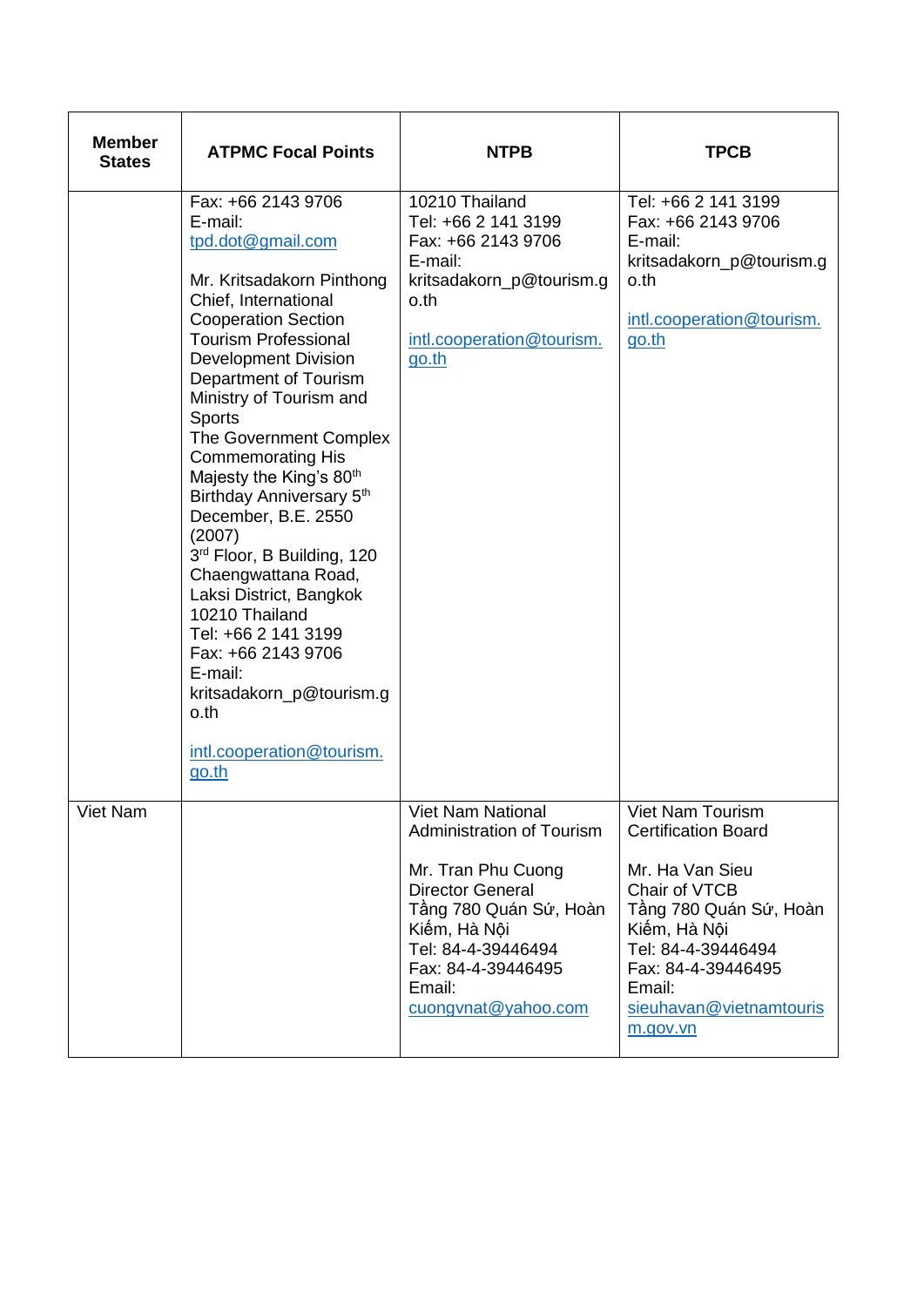| Member States | ATPMC Focal Points | NTPB | TPCB |
|---|---|---|---|
| | Fax: +66 2143 9706<br>E-mail:<br>tpd.dot@gmail.com<br><br>Mr. Kritsadakorn Pinthong<br>Chief, International Cooperation Section<br>Tourism Professional Development Division<br>Department of Tourism<br>Ministry of Tourism and Sports<br>The Government Complex Commemorating His Majesty the King's 80th Birthday Anniversary 5th December, B.E. 2550 (2007)<br>3rd Floor, B Building, 120 Chaengwattana Road, Laksi District, Bangkok 10210 Thailand<br>Tel: +66 2 141 3199<br>Fax: +66 2143 9706<br>E-mail:<br>kritsadakorn_p@tourism.go.th<br><br>intl.cooperation@tourism.go.th | 10210 Thailand<br>Tel: +66 2 141 3199<br>Fax: +66 2143 9706<br>E-mail:<br>kritsadakorn_p@tourism.go.th<br><br>intl.cooperation@tourism.go.th | Tel: +66 2 141 3199<br>Fax: +66 2143 9706<br>E-mail:<br>kritsadakorn_p@tourism.go.th<br><br>intl.cooperation@tourism.go.th |
| Viet Nam | | Viet Nam National Administration of Tourism<br><br>Mr. Tran Phu Cuong<br>Director General<br>Tầng 780 Quán Sứ, Hoàn Kiếm, Hà Nội<br>Tel: 84-4-39446494<br>Fax: 84-4-39446495<br>Email:<br>cuongvnat@yahoo.com | Viet Nam Tourism Certification Board<br><br>Mr. Ha Van Sieu<br>Chair of VTCB<br>Tầng 780 Quán Sứ, Hoàn Kiếm, Hà Nội<br>Tel: 84-4-39446494<br>Fax: 84-4-39446495<br>Email:<br>sieuhavan@vietnamtourism.gov.vn |